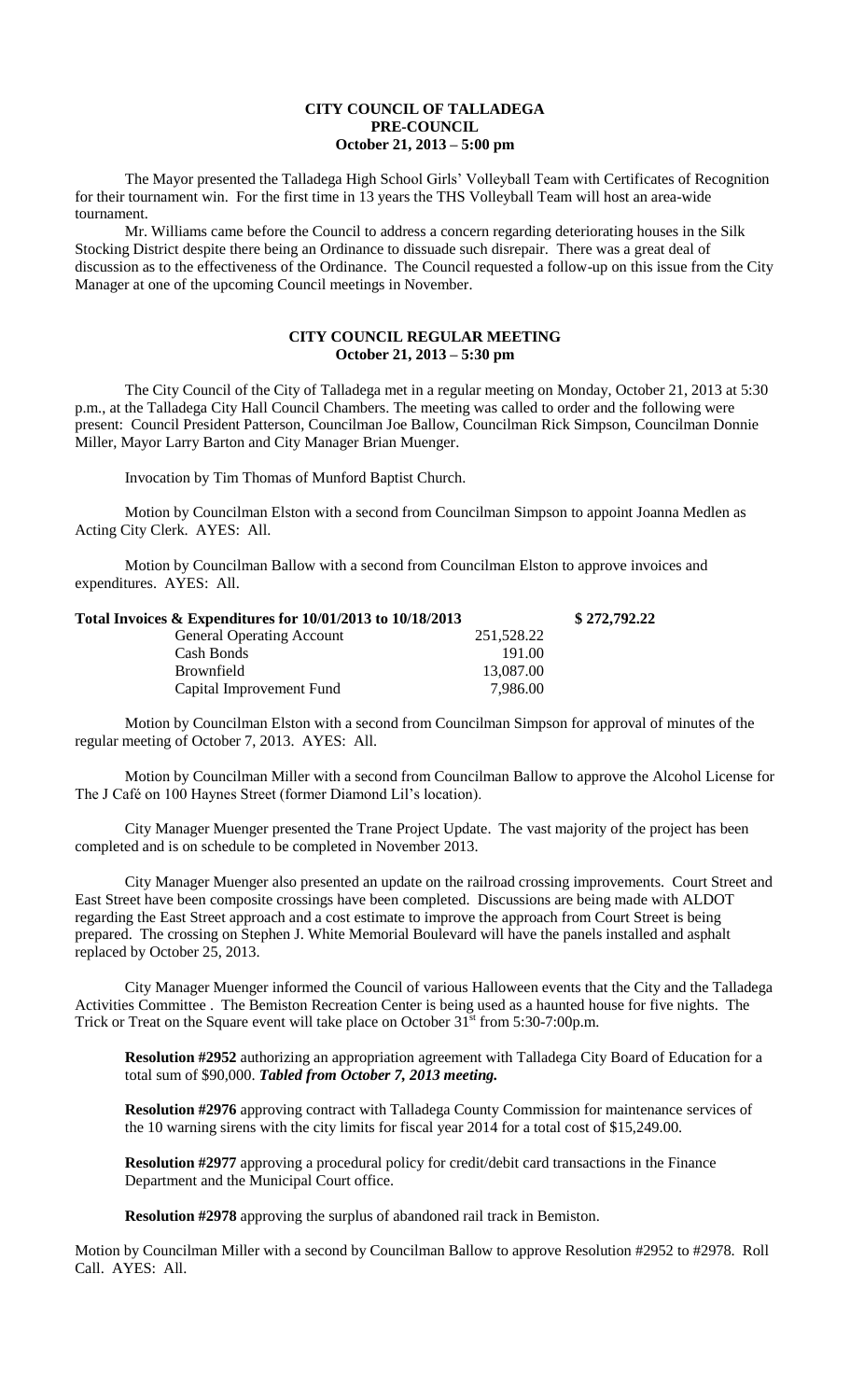**CITY COUNCIL OF TALLADEGA**
**PRE-COUNCIL**
**October 21, 2013 – 5:00 pm**

The Mayor presented the Talladega High School Girls' Volleyball Team with Certificates of Recognition for their tournament win. For the first time in 13 years the THS Volleyball Team will host an area-wide tournament.

Mr. Williams came before the Council to address a concern regarding deteriorating houses in the Silk Stocking District despite there being an Ordinance to dissuade such disrepair. There was a great deal of discussion as to the effectiveness of the Ordinance. The Council requested a follow-up on this issue from the City Manager at one of the upcoming Council meetings in November.

**CITY COUNCIL REGULAR MEETING**
**October 21, 2013 – 5:30 pm**

The City Council of the City of Talladega met in a regular meeting on Monday, October 21, 2013 at 5:30 p.m., at the Talladega City Hall Council Chambers. The meeting was called to order and the following were present: Council President Patterson, Councilman Joe Ballow, Councilman Rick Simpson, Councilman Donnie Miller, Mayor Larry Barton and City Manager Brian Muenger.

Invocation by Tim Thomas of Munford Baptist Church.

Motion by Councilman Elston with a second from Councilman Simpson to appoint Joanna Medlen as Acting City Clerk. AYES: All.

Motion by Councilman Ballow with a second from Councilman Elston to approve invoices and expenditures. AYES: All.

| **Total Invoices & Expenditures for 10/01/2013 to 10/18/2013** | | **$ 272,792.22** |
|---|---|---|
| General Operating Account | 251,528.22 | |
| Cash Bonds | 191.00 | |
| Brownfield | 13,087.00 | |
| Capital Improvement Fund | 7,986.00 | |

Motion by Councilman Elston with a second from Councilman Simpson for approval of minutes of the regular meeting of October 7, 2013. AYES: All.

Motion by Councilman Miller with a second from Councilman Ballow to approve the Alcohol License for The J Café on 100 Haynes Street (former Diamond Lil's location).

City Manager Muenger presented the Trane Project Update. The vast majority of the project has been completed and is on schedule to be completed in November 2013.

City Manager Muenger also presented an update on the railroad crossing improvements. Court Street and East Street have been composite crossings have been completed. Discussions are being made with ALDOT regarding the East Street approach and a cost estimate to improve the approach from Court Street is being prepared. The crossing on Stephen J. White Memorial Boulevard will have the panels installed and asphalt replaced by October 25, 2013.

City Manager Muenger informed the Council of various Halloween events that the City and the Talladega Activities Committee . The Bemiston Recreation Center is being used as a haunted house for five nights. The Trick or Treat on the Square event will take place on October 31st from 5:30-7:00p.m.

**Resolution #2952** authorizing an appropriation agreement with Talladega City Board of Education for a total sum of $90,000. ***Tabled from October 7, 2013 meeting.***

**Resolution #2976** approving contract with Talladega County Commission for maintenance services of the 10 warning sirens with the city limits for fiscal year 2014 for a total cost of $15,249.00.

**Resolution #2977** approving a procedural policy for credit/debit card transactions in the Finance Department and the Municipal Court office.

**Resolution #2978** approving the surplus of abandoned rail track in Bemiston.

Motion by Councilman Miller with a second by Councilman Ballow to approve Resolution #2952 to #2978. Roll Call. AYES: All.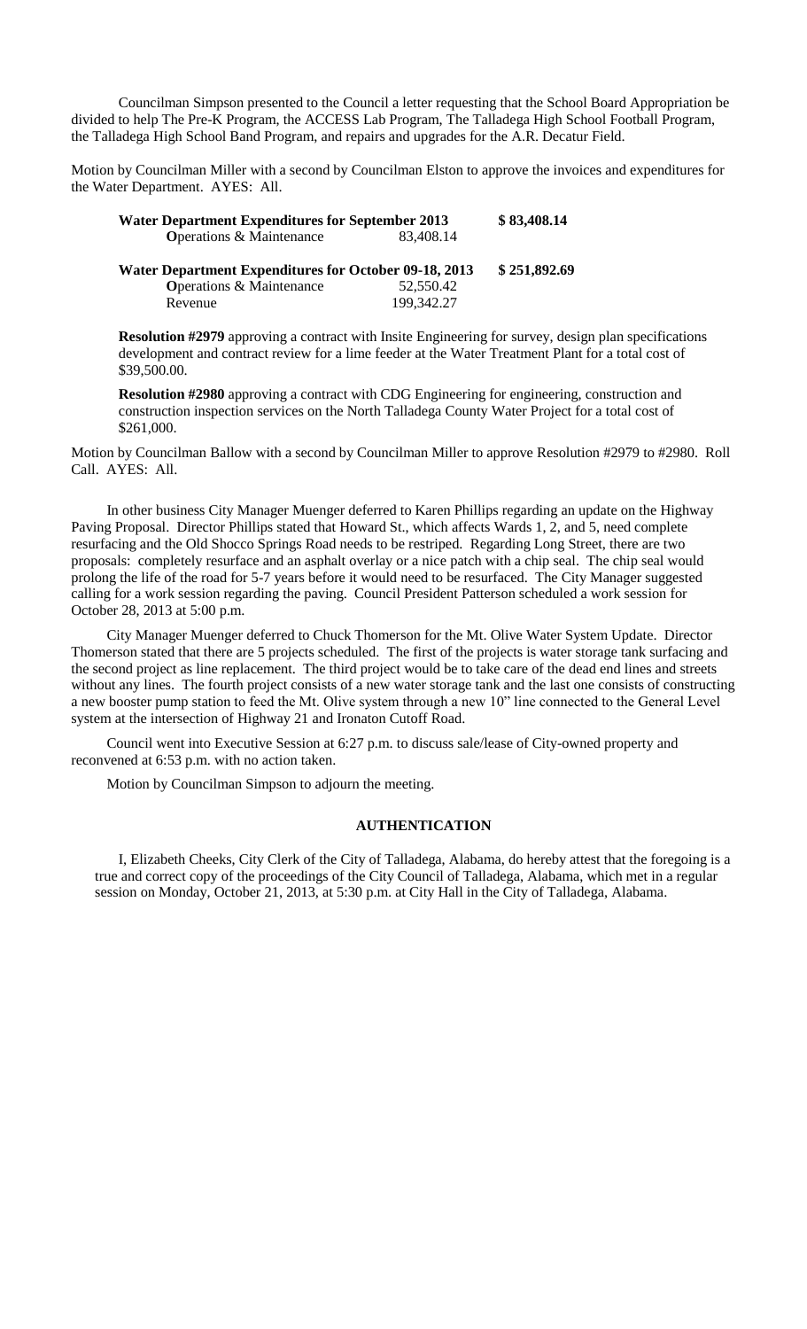Councilman Simpson presented to the Council a letter requesting that the School Board Appropriation be divided to help The Pre-K Program, the ACCESS Lab Program, The Talladega High School Football Program, the Talladega High School Band Program, and repairs and upgrades for the A.R. Decatur Field.

Motion by Councilman Miller with a second by Councilman Elston to approve the invoices and expenditures for the Water Department. AYES: All.

| | | |
|---|---|---|
| **Water Department Expenditures for September 2013** | | **$ 83,408.14** |
| **O**perations & Maintenance | 83,408.14 | |
| **Water Department Expenditures for October 09-18, 2013** | | **$ 251,892.69** |
| **O**perations & Maintenance | 52,550.42 | |
| Revenue | 199,342.27 | |

**Resolution #2979** approving a contract with Insite Engineering for survey, design plan specifications development and contract review for a lime feeder at the Water Treatment Plant for a total cost of $39,500.00.

**Resolution #2980** approving a contract with CDG Engineering for engineering, construction and construction inspection services on the North Talladega County Water Project for a total cost of $261,000.

Motion by Councilman Ballow with a second by Councilman Miller to approve Resolution #2979 to #2980. Roll Call. AYES: All.

In other business City Manager Muenger deferred to Karen Phillips regarding an update on the Highway Paving Proposal. Director Phillips stated that Howard St., which affects Wards 1, 2, and 5, need complete resurfacing and the Old Shocco Springs Road needs to be restriped. Regarding Long Street, there are two proposals: completely resurface and an asphalt overlay or a nice patch with a chip seal. The chip seal would prolong the life of the road for 5-7 years before it would need to be resurfaced. The City Manager suggested calling for a work session regarding the paving. Council President Patterson scheduled a work session for October 28, 2013 at 5:00 p.m.

City Manager Muenger deferred to Chuck Thomerson for the Mt. Olive Water System Update. Director Thomerson stated that there are 5 projects scheduled. The first of the projects is water storage tank surfacing and the second project as line replacement. The third project would be to take care of the dead end lines and streets without any lines. The fourth project consists of a new water storage tank and the last one consists of constructing a new booster pump station to feed the Mt. Olive system through a new 10" line connected to the General Level system at the intersection of Highway 21 and Ironaton Cutoff Road.

Council went into Executive Session at 6:27 p.m. to discuss sale/lease of City-owned property and reconvened at 6:53 p.m. with no action taken.

Motion by Councilman Simpson to adjourn the meeting.

## AUTHENTICATION

I, Elizabeth Cheeks, City Clerk of the City of Talladega, Alabama, do hereby attest that the foregoing is a true and correct copy of the proceedings of the City Council of Talladega, Alabama, which met in a regular session on Monday, October 21, 2013, at 5:30 p.m. at City Hall in the City of Talladega, Alabama.